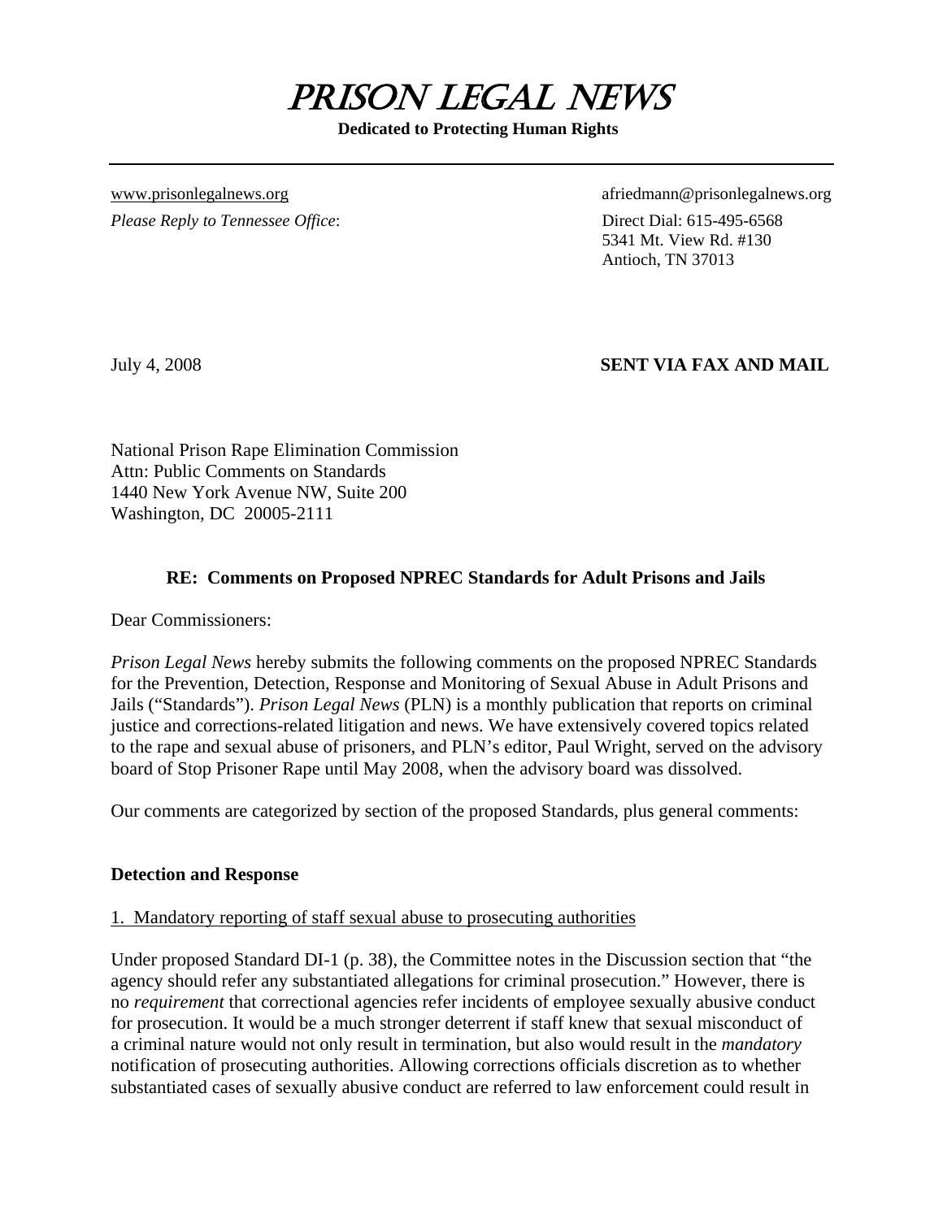# PRISON LEGAL NEWS

**Dedicated to Protecting Human Rights**

---

www.prisonlegalnews.org

afriedmann@prisonlegalnews.org

*Please Reply to Tennessee Office*:

Direct Dial: 615-495-6568
5341 Mt. View Rd. #130
Antioch, TN 37013

July 4, 2008

**SENT VIA FAX AND MAIL**

National Prison Rape Elimination Commission
Attn: Public Comments on Standards
1440 New York Avenue NW, Suite 200
Washington, DC 20005-2111

**RE: Comments on Proposed NPREC Standards for Adult Prisons and Jails**

Dear Commissioners:

*Prison Legal News* hereby submits the following comments on the proposed NPREC Standards for the Prevention, Detection, Response and Monitoring of Sexual Abuse in Adult Prisons and Jails ("Standards"). *Prison Legal News* (PLN) is a monthly publication that reports on criminal justice and corrections-related litigation and news. We have extensively covered topics related to the rape and sexual abuse of prisoners, and PLN's editor, Paul Wright, served on the advisory board of Stop Prisoner Rape until May 2008, when the advisory board was dissolved.

Our comments are categorized by section of the proposed Standards, plus general comments:

## Detection and Response

### 1. Mandatory reporting of staff sexual abuse to prosecuting authorities

Under proposed Standard DI-1 (p. 38), the Committee notes in the Discussion section that "the agency should refer any substantiated allegations for criminal prosecution." However, there is no *requirement* that correctional agencies refer incidents of employee sexually abusive conduct for prosecution. It would be a much stronger deterrent if staff knew that sexual misconduct of a criminal nature would not only result in termination, but also would result in the *mandatory* notification of prosecuting authorities. Allowing corrections officials discretion as to whether substantiated cases of sexually abusive conduct are referred to law enforcement could result in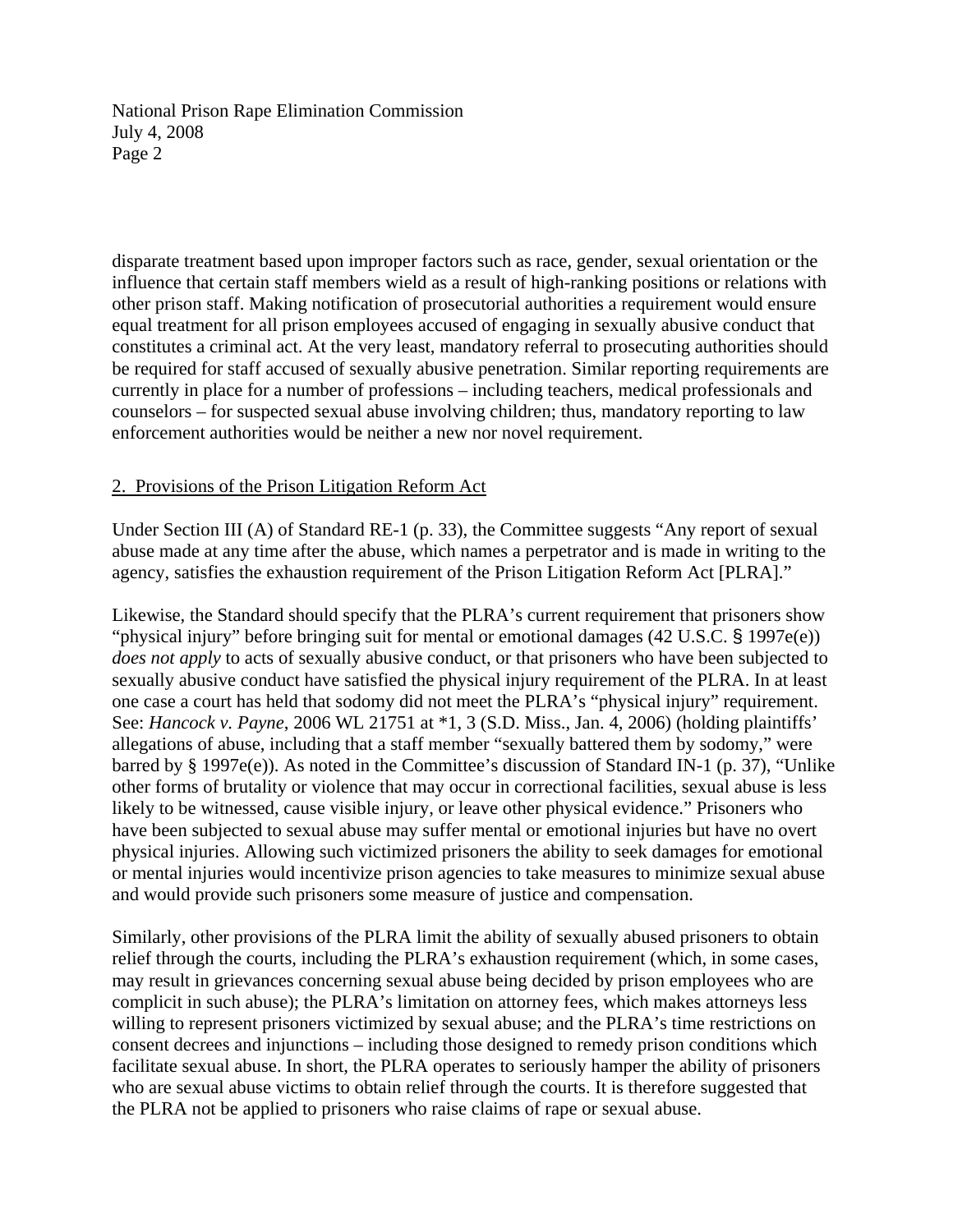disparate treatment based upon improper factors such as race, gender, sexual orientation or the influence that certain staff members wield as a result of high-ranking positions or relations with other prison staff. Making notification of prosecutorial authorities a requirement would ensure equal treatment for all prison employees accused of engaging in sexually abusive conduct that constitutes a criminal act. At the very least, mandatory referral to prosecuting authorities should be required for staff accused of sexually abusive penetration. Similar reporting requirements are currently in place for a number of professions – including teachers, medical professionals and counselors – for suspected sexual abuse involving children; thus, mandatory reporting to law enforcement authorities would be neither a new nor novel requirement.

2. Provisions of the Prison Litigation Reform Act

Under Section III (A) of Standard RE-1 (p. 33), the Committee suggests "Any report of sexual abuse made at any time after the abuse, which names a perpetrator and is made in writing to the agency, satisfies the exhaustion requirement of the Prison Litigation Reform Act [PLRA]."

Likewise, the Standard should specify that the PLRA's current requirement that prisoners show "physical injury" before bringing suit for mental or emotional damages (42 U.S.C. § 1997e(e)) *does not apply* to acts of sexually abusive conduct, or that prisoners who have been subjected to sexually abusive conduct have satisfied the physical injury requirement of the PLRA. In at least one case a court has held that sodomy did not meet the PLRA's "physical injury" requirement. See: *Hancock v. Payne*, 2006 WL 21751 at *1, 3 (S.D. Miss., Jan. 4, 2006) (holding plaintiffs' allegations of abuse, including that a staff member "sexually battered them by sodomy," were barred by § 1997e(e)). As noted in the Committee's discussion of Standard IN-1 (p. 37), "Unlike other forms of brutality or violence that may occur in correctional facilities, sexual abuse is less likely to be witnessed, cause visible injury, or leave other physical evidence." Prisoners who have been subjected to sexual abuse may suffer mental or emotional injuries but have no overt physical injuries. Allowing such victimized prisoners the ability to seek damages for emotional or mental injuries would incentivize prison agencies to take measures to minimize sexual abuse and would provide such prisoners some measure of justice and compensation.

Similarly, other provisions of the PLRA limit the ability of sexually abused prisoners to obtain relief through the courts, including the PLRA's exhaustion requirement (which, in some cases, may result in grievances concerning sexual abuse being decided by prison employees who are complicit in such abuse); the PLRA's limitation on attorney fees, which makes attorneys less willing to represent prisoners victimized by sexual abuse; and the PLRA's time restrictions on consent decrees and injunctions – including those designed to remedy prison conditions which facilitate sexual abuse. In short, the PLRA operates to seriously hamper the ability of prisoners who are sexual abuse victims to obtain relief through the courts. It is therefore suggested that the PLRA not be applied to prisoners who raise claims of rape or sexual abuse.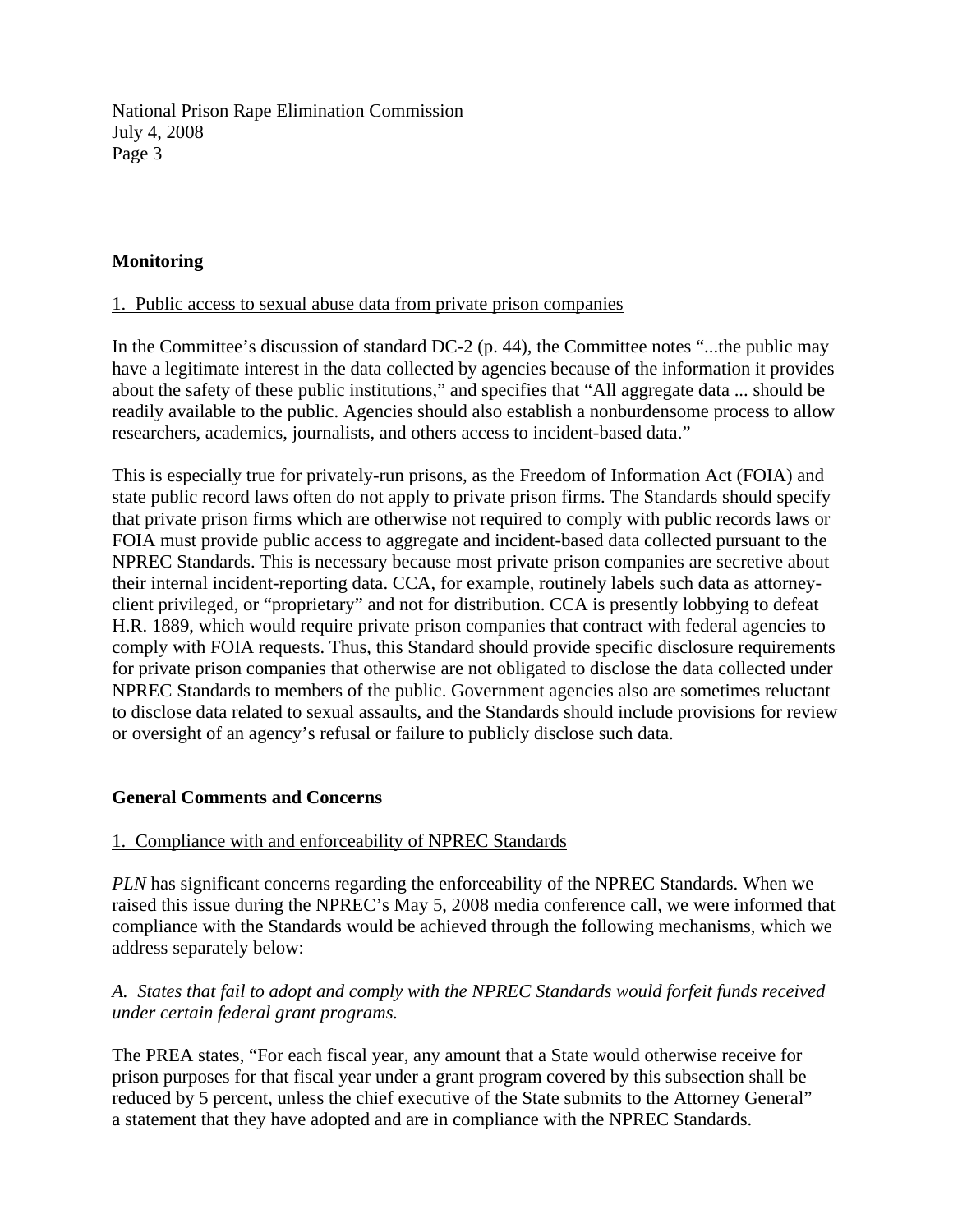## Monitoring

1. Public access to sexual abuse data from private prison companies

In the Committee's discussion of standard DC-2 (p. 44), the Committee notes "...the public may have a legitimate interest in the data collected by agencies because of the information it provides about the safety of these public institutions," and specifies that "All aggregate data ... should be readily available to the public. Agencies should also establish a nonburdensome process to allow researchers, academics, journalists, and others access to incident-based data."

This is especially true for privately-run prisons, as the Freedom of Information Act (FOIA) and state public record laws often do not apply to private prison firms. The Standards should specify that private prison firms which are otherwise not required to comply with public records laws or FOIA must provide public access to aggregate and incident-based data collected pursuant to the NPREC Standards. This is necessary because most private prison companies are secretive about their internal incident-reporting data. CCA, for example, routinely labels such data as attorney-client privileged, or "proprietary" and not for distribution. CCA is presently lobbying to defeat H.R. 1889, which would require private prison companies that contract with federal agencies to comply with FOIA requests. Thus, this Standard should provide specific disclosure requirements for private prison companies that otherwise are not obligated to disclose the data collected under NPREC Standards to members of the public. Government agencies also are sometimes reluctant to disclose data related to sexual assaults, and the Standards should include provisions for review or oversight of an agency's refusal or failure to publicly disclose such data.

## General Comments and Concerns

1. Compliance with and enforceability of NPREC Standards

*PLN* has significant concerns regarding the enforceability of the NPREC Standards. When we raised this issue during the NPREC's May 5, 2008 media conference call, we were informed that compliance with the Standards would be achieved through the following mechanisms, which we address separately below:

*A. States that fail to adopt and comply with the NPREC Standards would forfeit funds received under certain federal grant programs.*

The PREA states, "For each fiscal year, any amount that a State would otherwise receive for prison purposes for that fiscal year under a grant program covered by this subsection shall be reduced by 5 percent, unless the chief executive of the State submits to the Attorney General" a statement that they have adopted and are in compliance with the NPREC Standards.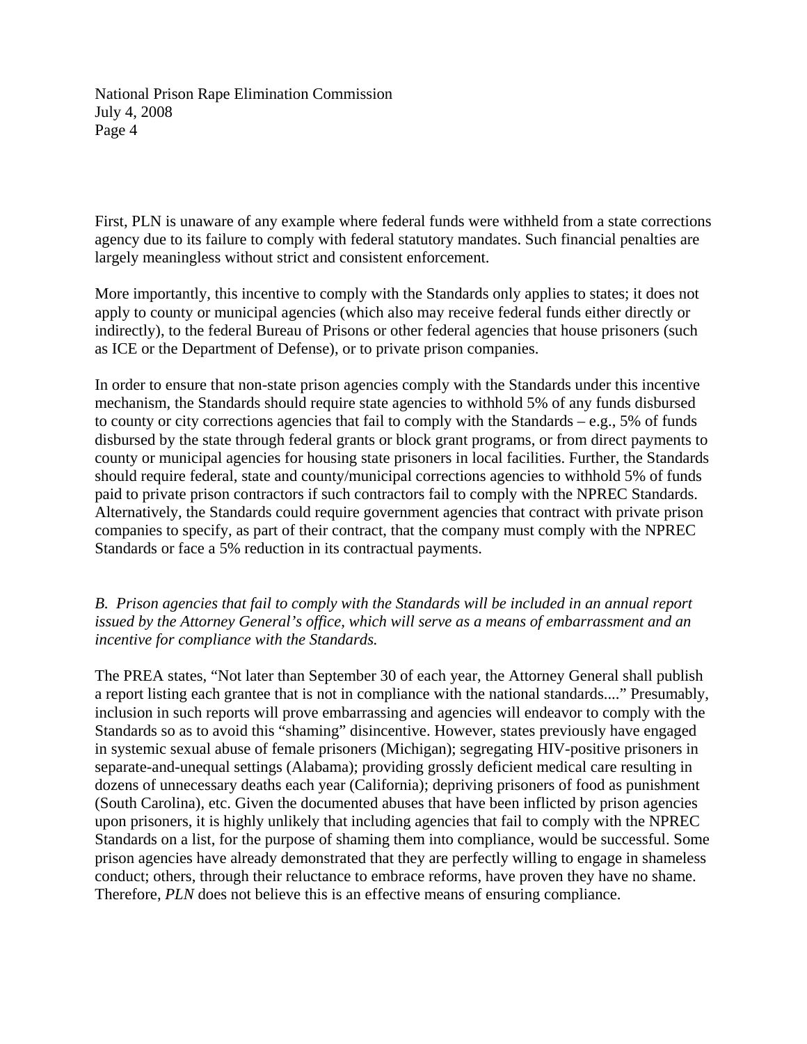First, PLN is unaware of any example where federal funds were withheld from a state corrections agency due to its failure to comply with federal statutory mandates. Such financial penalties are largely meaningless without strict and consistent enforcement.

More importantly, this incentive to comply with the Standards only applies to states; it does not apply to county or municipal agencies (which also may receive federal funds either directly or indirectly), to the federal Bureau of Prisons or other federal agencies that house prisoners (such as ICE or the Department of Defense), or to private prison companies.

In order to ensure that non-state prison agencies comply with the Standards under this incentive mechanism, the Standards should require state agencies to withhold 5% of any funds disbursed to county or city corrections agencies that fail to comply with the Standards – e.g., 5% of funds disbursed by the state through federal grants or block grant programs, or from direct payments to county or municipal agencies for housing state prisoners in local facilities. Further, the Standards should require federal, state and county/municipal corrections agencies to withhold 5% of funds paid to private prison contractors if such contractors fail to comply with the NPREC Standards. Alternatively, the Standards could require government agencies that contract with private prison companies to specify, as part of their contract, that the company must comply with the NPREC Standards or face a 5% reduction in its contractual payments.

*B. Prison agencies that fail to comply with the Standards will be included in an annual report issued by the Attorney General's office, which will serve as a means of embarrassment and an incentive for compliance with the Standards.*

The PREA states, "Not later than September 30 of each year, the Attorney General shall publish a report listing each grantee that is not in compliance with the national standards...." Presumably, inclusion in such reports will prove embarrassing and agencies will endeavor to comply with the Standards so as to avoid this "shaming" disincentive. However, states previously have engaged in systemic sexual abuse of female prisoners (Michigan); segregating HIV-positive prisoners in separate-and-unequal settings (Alabama); providing grossly deficient medical care resulting in dozens of unnecessary deaths each year (California); depriving prisoners of food as punishment (South Carolina), etc. Given the documented abuses that have been inflicted by prison agencies upon prisoners, it is highly unlikely that including agencies that fail to comply with the NPREC Standards on a list, for the purpose of shaming them into compliance, would be successful. Some prison agencies have already demonstrated that they are perfectly willing to engage in shameless conduct; others, through their reluctance to embrace reforms, have proven they have no shame. Therefore, *PLN* does not believe this is an effective means of ensuring compliance.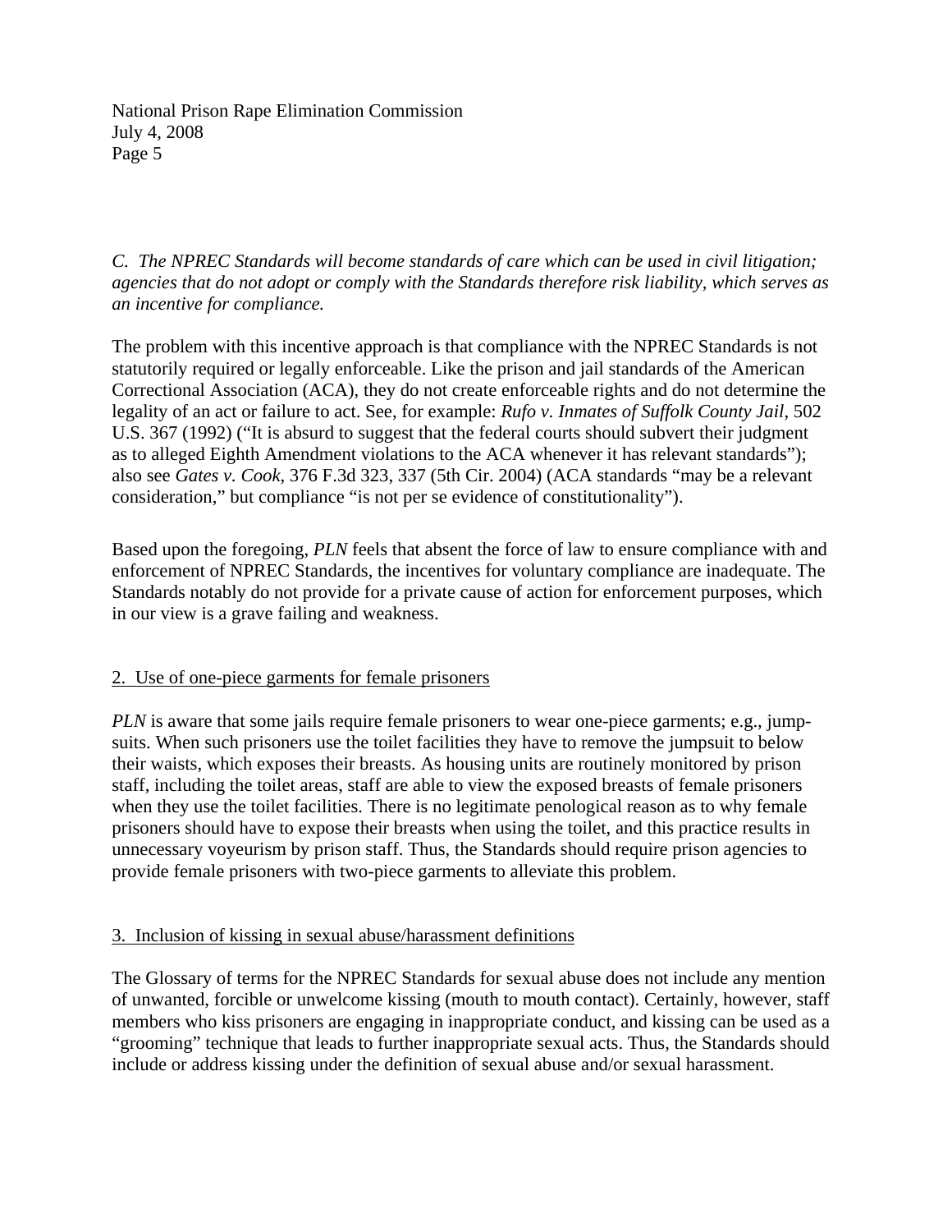*C. The NPREC Standards will become standards of care which can be used in civil litigation; agencies that do not adopt or comply with the Standards therefore risk liability, which serves as an incentive for compliance.*

The problem with this incentive approach is that compliance with the NPREC Standards is not statutorily required or legally enforceable. Like the prison and jail standards of the American Correctional Association (ACA), they do not create enforceable rights and do not determine the legality of an act or failure to act. See, for example: *Rufo v. Inmates of Suffolk County Jail*, 502 U.S. 367 (1992) ("It is absurd to suggest that the federal courts should subvert their judgment as to alleged Eighth Amendment violations to the ACA whenever it has relevant standards"); also see *Gates v. Cook*, 376 F.3d 323, 337 (5th Cir. 2004) (ACA standards "may be a relevant consideration," but compliance "is not per se evidence of constitutionality").

Based upon the foregoing, *PLN* feels that absent the force of law to ensure compliance with and enforcement of NPREC Standards, the incentives for voluntary compliance are inadequate. The Standards notably do not provide for a private cause of action for enforcement purposes, which in our view is a grave failing and weakness.

<u>2. Use of one-piece garments for female prisoners</u>

*PLN* is aware that some jails require female prisoners to wear one-piece garments; e.g., jump-suits. When such prisoners use the toilet facilities they have to remove the jumpsuit to below their waists, which exposes their breasts. As housing units are routinely monitored by prison staff, including the toilet areas, staff are able to view the exposed breasts of female prisoners when they use the toilet facilities. There is no legitimate penological reason as to why female prisoners should have to expose their breasts when using the toilet, and this practice results in unnecessary voyeurism by prison staff. Thus, the Standards should require prison agencies to provide female prisoners with two-piece garments to alleviate this problem.

<u>3. Inclusion of kissing in sexual abuse/harassment definitions</u>

The Glossary of terms for the NPREC Standards for sexual abuse does not include any mention of unwanted, forcible or unwelcome kissing (mouth to mouth contact). Certainly, however, staff members who kiss prisoners are engaging in inappropriate conduct, and kissing can be used as a "grooming" technique that leads to further inappropriate sexual acts. Thus, the Standards should include or address kissing under the definition of sexual abuse and/or sexual harassment.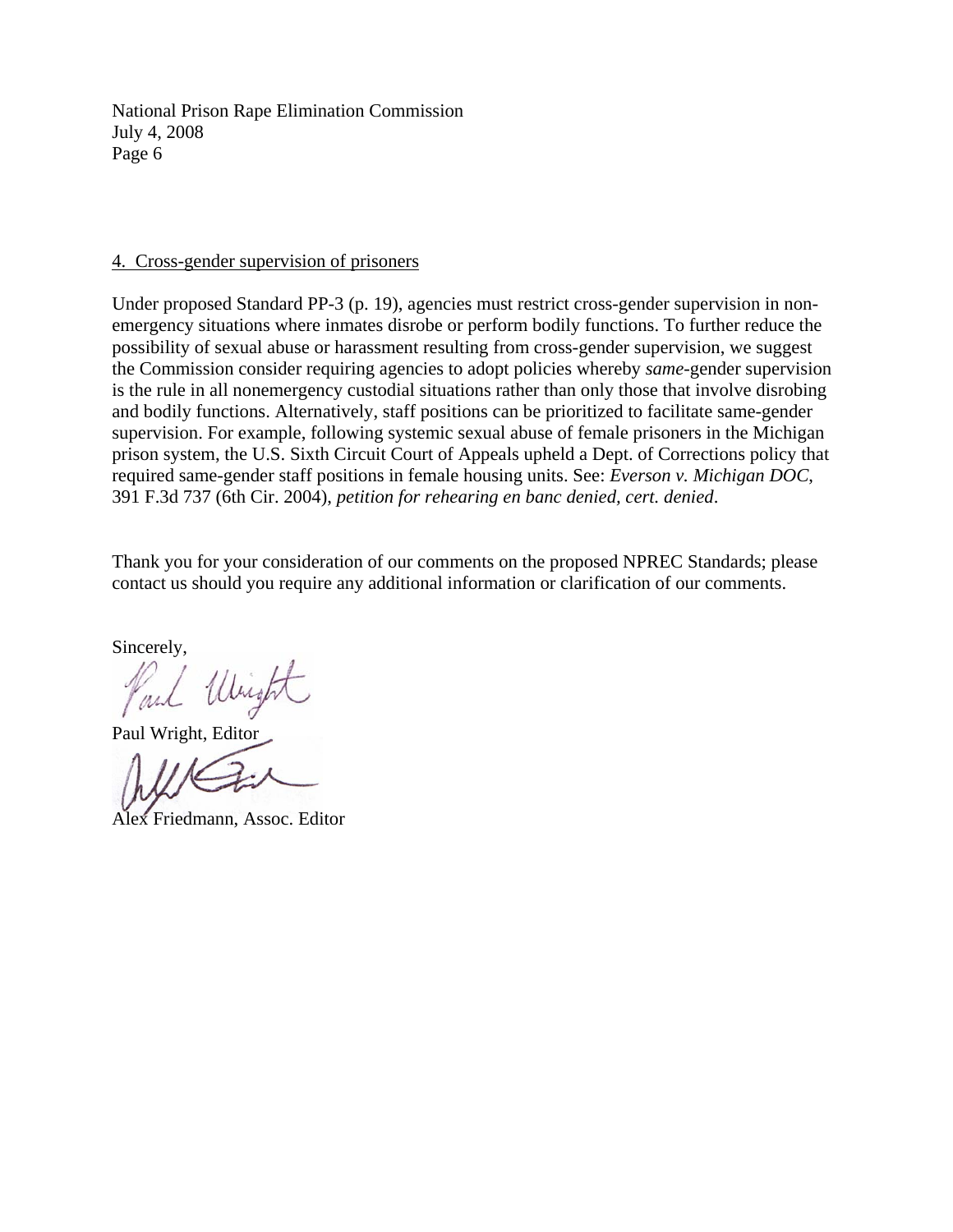4. Cross-gender supervision of prisoners

Under proposed Standard PP-3 (p. 19), agencies must restrict cross-gender supervision in non-emergency situations where inmates disrobe or perform bodily functions. To further reduce the possibility of sexual abuse or harassment resulting from cross-gender supervision, we suggest the Commission consider requiring agencies to adopt policies whereby *same*-gender supervision is the rule in all nonemergency custodial situations rather than only those that involve disrobing and bodily functions. Alternatively, staff positions can be prioritized to facilitate same-gender supervision. For example, following systemic sexual abuse of female prisoners in the Michigan prison system, the U.S. Sixth Circuit Court of Appeals upheld a Dept. of Corrections policy that required same-gender staff positions in female housing units. See: *Everson v. Michigan DOC*, 391 F.3d 737 (6th Cir. 2004), *petition for rehearing en banc denied, cert. denied*.

Thank you for your consideration of our comments on the proposed NPREC Standards; please contact us should you require any additional information or clarification of our comments.

Sincerely,

Paul Wright, Editor

Alex Friedmann, Assoc. Editor